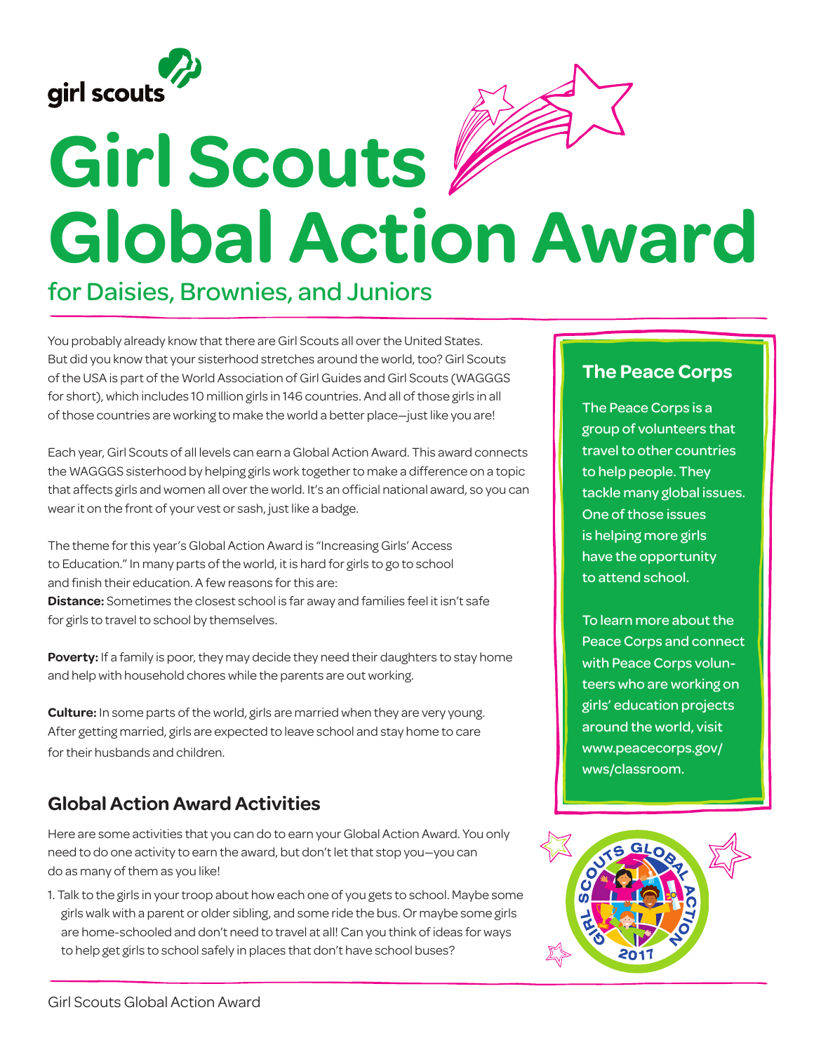girl scouts

# Girl Scouts Global Action Award

## for Daisies, Brownies, and Juniors

You probably already know that there are Girl Scouts all over the United States. But did you know that your sisterhood stretches around the world, too? Girl Scouts of the USA is part of the World Association of Girl Guides and Girl Scouts (WAGGGS for short), which includes 10 million girls in 146 countries. And all of those girls in all of those countries are working to make the world a better place—just like you are!

Each year, Girl Scouts of all levels can earn a Global Action Award. This award connects the WAGGGS sisterhood by helping girls work together to make a difference on a topic that affects girls and women all over the world. It's an official national award, so you can wear it on the front of your vest or sash, just like a badge.

The theme for this year's Global Action Award is "Increasing Girls' Access to Education." In many parts of the world, it is hard for girls to go to school and finish their education. A few reasons for this are:

**Distance:** Sometimes the closest school is far away and families feel it isn't safe for girls to travel to school by themselves.

**Poverty:** If a family is poor, they may decide they need their daughters to stay home and help with household chores while the parents are out working.

**Culture:** In some parts of the world, girls are married when they are very young. After getting married, girls are expected to leave school and stay home to care for their husbands and children.

### The Peace Corps

The Peace Corps is a group of volunteers that travel to other countries to help people. They tackle many global issues. One of those issues is helping more girls have the opportunity to attend school.

To learn more about the Peace Corps and connect with Peace Corps volunteers who are working on girls' education projects around the world, visit www.peacecorps.gov/wws/classroom.

## Global Action Award Activities

Here are some activities that you can do to earn your Global Action Award. You only need to do one activity to earn the award, but don't let that stop you—you can do as many of them as you like!

1. Talk to the girls in your troop about how each one of you gets to school. Maybe some girls walk with a parent or older sibling, and some ride the bus. Or maybe some girls are home-schooled and don't need to travel at all! Can you think of ideas for ways to help get girls to school safely in places that don't have school buses?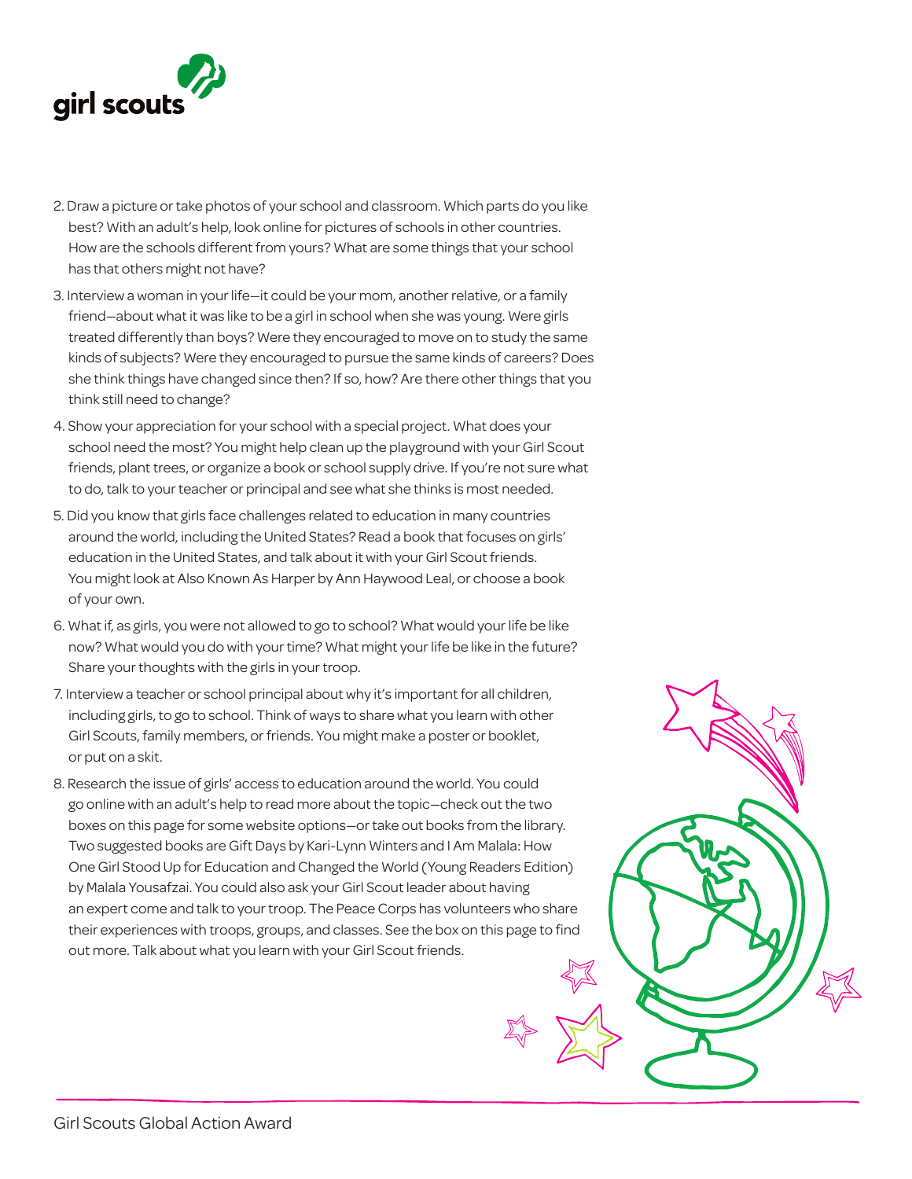2. Draw a picture or take photos of your school and classroom. Which parts do you like best? With an adult's help, look online for pictures of schools in other countries. How are the schools different from yours? What are some things that your school has that others might not have?
3. Interview a woman in your life—it could be your mom, another relative, or a family friend—about what it was like to be a girl in school when she was young. Were girls treated differently than boys? Were they encouraged to move on to study the same kinds of subjects? Were they encouraged to pursue the same kinds of careers? Does she think things have changed since then? If so, how? Are there other things that you think still need to change?
4. Show your appreciation for your school with a special project. What does your school need the most? You might help clean up the playground with your Girl Scout friends, plant trees, or organize a book or school supply drive. If you're not sure what to do, talk to your teacher or principal and see what she thinks is most needed.
5. Did you know that girls face challenges related to education in many countries around the world, including the United States? Read a book that focuses on girls' education in the United States, and talk about it with your Girl Scout friends. You might look at Also Known As Harper by Ann Haywood Leal, or choose a book of your own.
6. What if, as girls, you were not allowed to go to school? What would your life be like now? What would you do with your time? What might your life be like in the future? Share your thoughts with the girls in your troop.
7. Interview a teacher or school principal about why it's important for all children, including girls, to go to school. Think of ways to share what you learn with other Girl Scouts, family members, or friends. You might make a poster or booklet, or put on a skit.
8. Research the issue of girls' access to education around the world. You could go online with an adult's help to read more about the topic—check out the two boxes on this page for some website options—or take out books from the library. Two suggested books are Gift Days by Kari-Lynn Winters and I Am Malala: How One Girl Stood Up for Education and Changed the World (Young Readers Edition) by Malala Yousafzai. You could also ask your Girl Scout leader about having an expert come and talk to your troop. The Peace Corps has volunteers who share their experiences with troops, groups, and classes. See the box on this page to find out more. Talk about what you learn with your Girl Scout friends.